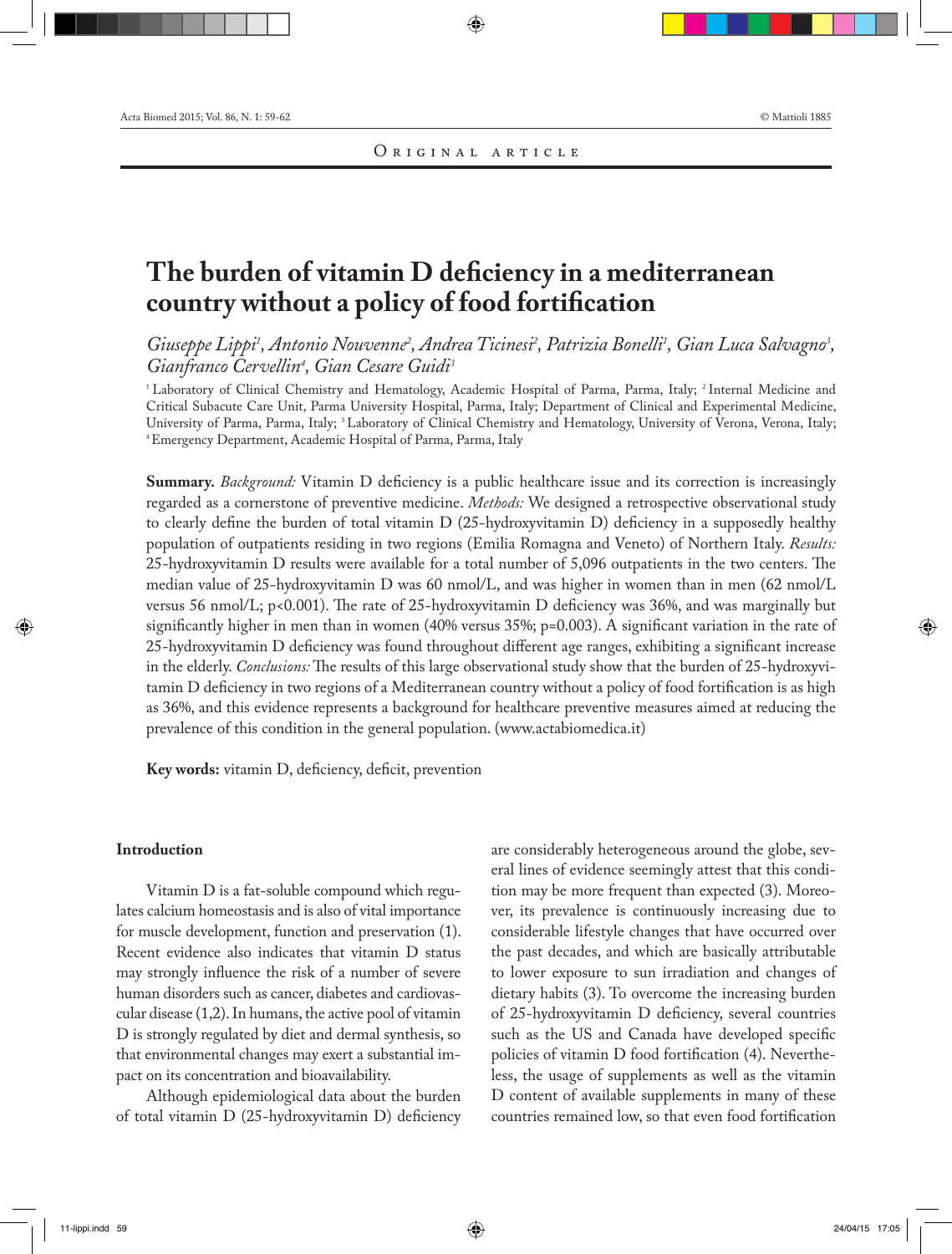Original article

# The burden of vitamin D deficiency in a mediterranean country without a policy of food fortification

*Giuseppe Lippi[1], Antonio Nouvenne[2], Andrea Ticinesi[2], Patrizia Bonelli[1], Gian Luca Salvagno[3], Gianfranco Cervellin[4], Gian Cesare Guidi[3]*

[1] Laboratory of Clinical Chemistry and Hematology, Academic Hospital of Parma, Parma, Italy; [2] Internal Medicine and Critical Subacute Care Unit, Parma University Hospital, Parma, Italy; Department of Clinical and Experimental Medicine, University of Parma, Parma, Italy; [3] Laboratory of Clinical Chemistry and Hematology, University of Verona, Verona, Italy; [4] Emergency Department, Academic Hospital of Parma, Parma, Italy

**Summary.** *Background:* Vitamin D deficiency is a public healthcare issue and its correction is increasingly regarded as a cornerstone of preventive medicine. *Methods:* We designed a retrospective observational study to clearly define the burden of total vitamin D (25-hydroxyvitamin D) deficiency in a supposedly healthy population of outpatients residing in two regions (Emilia Romagna and Veneto) of Northern Italy. *Results:* 25-hydroxyvitamin D results were available for a total number of 5,096 outpatients in the two centers. The median value of 25-hydroxyvitamin D was 60 nmol/L, and was higher in women than in men (62 nmol/L versus 56 nmol/L; p<0.001). The rate of 25-hydroxyvitamin D deficiency was 36%, and was marginally but significantly higher in men than in women (40% versus 35%; p=0.003). A significant variation in the rate of 25-hydroxyvitamin D deficiency was found throughout different age ranges, exhibiting a significant increase in the elderly. *Conclusions:* The results of this large observational study show that the burden of 25-hydroxyvitamin D deficiency in two regions of a Mediterranean country without a policy of food fortification is as high as 36%, and this evidence represents a background for healthcare preventive measures aimed at reducing the prevalence of this condition in the general population. (www.actabiomedica.it)

**Key words:** vitamin D, deficiency, deficit, prevention

## Introduction

Vitamin D is a fat-soluble compound which regulates calcium homeostasis and is also of vital importance for muscle development, function and preservation (1). Recent evidence also indicates that vitamin D status may strongly influence the risk of a number of severe human disorders such as cancer, diabetes and cardiovascular disease (1,2). In humans, the active pool of vitamin D is strongly regulated by diet and dermal synthesis, so that environmental changes may exert a substantial impact on its concentration and bioavailability.

Although epidemiological data about the burden of total vitamin D (25-hydroxyvitamin D) deficiency are considerably heterogeneous around the globe, several lines of evidence seemingly attest that this condition may be more frequent than expected (3). Moreover, its prevalence is continuously increasing due to considerable lifestyle changes that have occurred over the past decades, and which are basically attributable to lower exposure to sun irradiation and changes of dietary habits (3). To overcome the increasing burden of 25-hydroxyvitamin D deficiency, several countries such as the US and Canada have developed specific policies of vitamin D food fortification (4). Nevertheless, the usage of supplements as well as the vitamin D content of available supplements in many of these countries remained low, so that even food fortification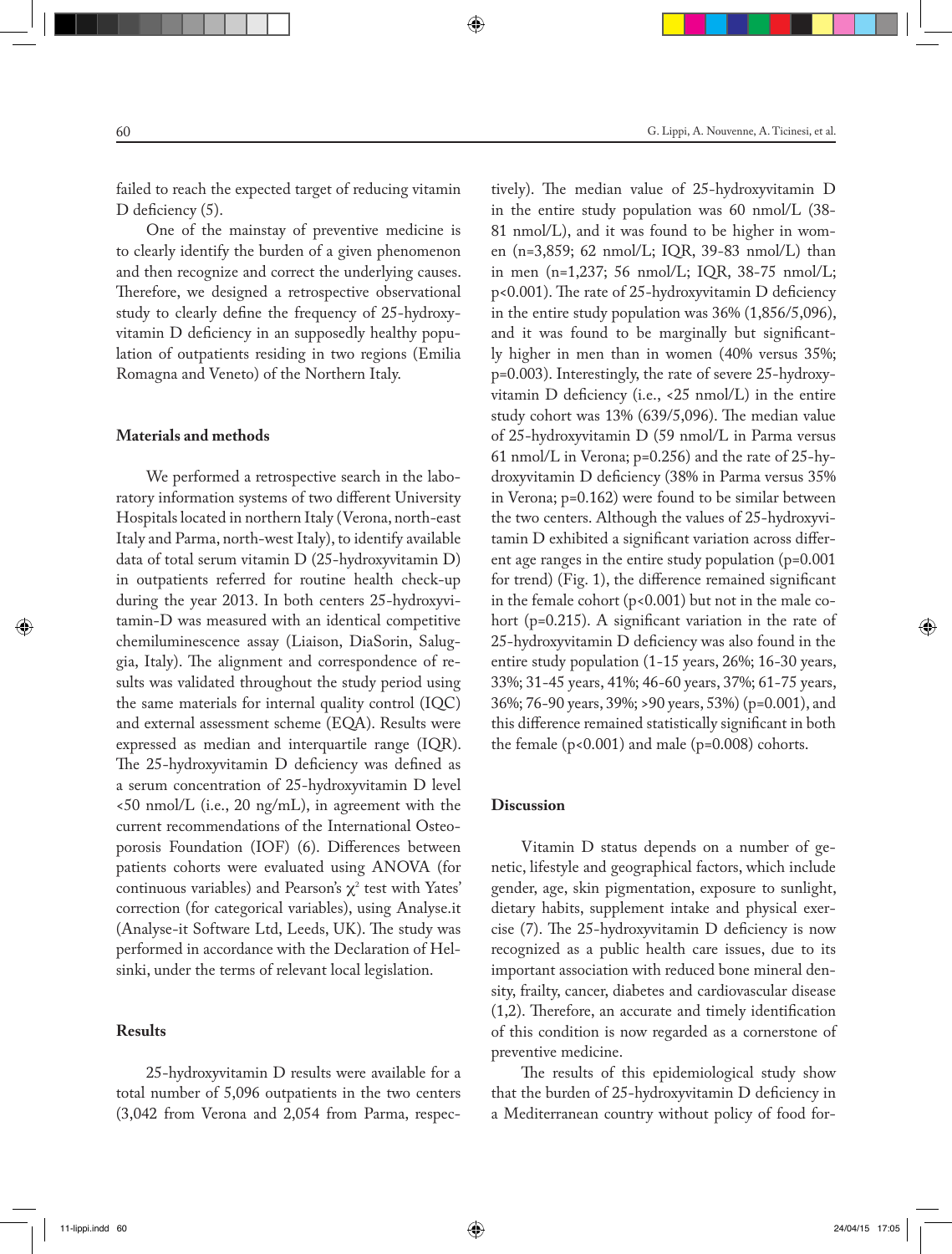failed to reach the expected target of reducing vitamin D deficiency (5).

One of the mainstay of preventive medicine is to clearly identify the burden of a given phenomenon and then recognize and correct the underlying causes. Therefore, we designed a retrospective observational study to clearly define the frequency of 25-hydroxyvitamin D deficiency in an supposedly healthy population of outpatients residing in two regions (Emilia Romagna and Veneto) of the Northern Italy.

## Materials and methods

We performed a retrospective search in the laboratory information systems of two different University Hospitals located in northern Italy (Verona, north-east Italy and Parma, north-west Italy), to identify available data of total serum vitamin D (25-hydroxyvitamin D) in outpatients referred for routine health check-up during the year 2013. In both centers 25-hydroxyvitamin-D was measured with an identical competitive chemiluminescence assay (Liaison, DiaSorin, Saluggia, Italy). The alignment and correspondence of results was validated throughout the study period using the same materials for internal quality control (IQC) and external assessment scheme (EQA). Results were expressed as median and interquartile range (IQR). The 25-hydroxyvitamin D deficiency was defined as a serum concentration of 25-hydroxyvitamin D level <50 nmol/L (i.e., 20 ng/mL), in agreement with the current recommendations of the International Osteoporosis Foundation (IOF) (6). Differences between patients cohorts were evaluated using ANOVA (for continuous variables) and Pearson's $\chi^2$ test with Yates' correction (for categorical variables), using Analyse.it (Analyse-it Software Ltd, Leeds, UK). The study was performed in accordance with the Declaration of Helsinki, under the terms of relevant local legislation.

## Results

25-hydroxyvitamin D results were available for a total number of 5,096 outpatients in the two centers (3,042 from Verona and 2,054 from Parma, respectively). The median value of 25-hydroxyvitamin D in the entire study population was 60 nmol/L (38-81 nmol/L), and it was found to be higher in women (n=3,859; 62 nmol/L; IQR, 39-83 nmol/L) than in men (n=1,237; 56 nmol/L; IQR, 38-75 nmol/L; p<0.001). The rate of 25-hydroxyvitamin D deficiency in the entire study population was 36% (1,856/5,096), and it was found to be marginally but significantly higher in men than in women (40% versus 35%; p=0.003). Interestingly, the rate of severe 25-hydroxyvitamin D deficiency (i.e., <25 nmol/L) in the entire study cohort was 13% (639/5,096). The median value of 25-hydroxyvitamin D (59 nmol/L in Parma versus 61 nmol/L in Verona; p=0.256) and the rate of 25-hydroxyvitamin D deficiency (38% in Parma versus 35% in Verona; p=0.162) were found to be similar between the two centers. Although the values of 25-hydroxyvitamin D exhibited a significant variation across different age ranges in the entire study population (p=0.001 for trend) (Fig. 1), the difference remained significant in the female cohort (p<0.001) but not in the male cohort (p=0.215). A significant variation in the rate of 25-hydroxyvitamin D deficiency was also found in the entire study population (1-15 years, 26%; 16-30 years, 33%; 31-45 years, 41%; 46-60 years, 37%; 61-75 years, 36%; 76-90 years, 39%; >90 years, 53%) (p=0.001), and this difference remained statistically significant in both the female (p<0.001) and male (p=0.008) cohorts.

## Discussion

Vitamin D status depends on a number of genetic, lifestyle and geographical factors, which include gender, age, skin pigmentation, exposure to sunlight, dietary habits, supplement intake and physical exercise (7). The 25-hydroxyvitamin D deficiency is now recognized as a public health care issues, due to its important association with reduced bone mineral density, frailty, cancer, diabetes and cardiovascular disease (1,2). Therefore, an accurate and timely identification of this condition is now regarded as a cornerstone of preventive medicine.

The results of this epidemiological study show that the burden of 25-hydroxyvitamin D deficiency in a Mediterranean country without policy of food for-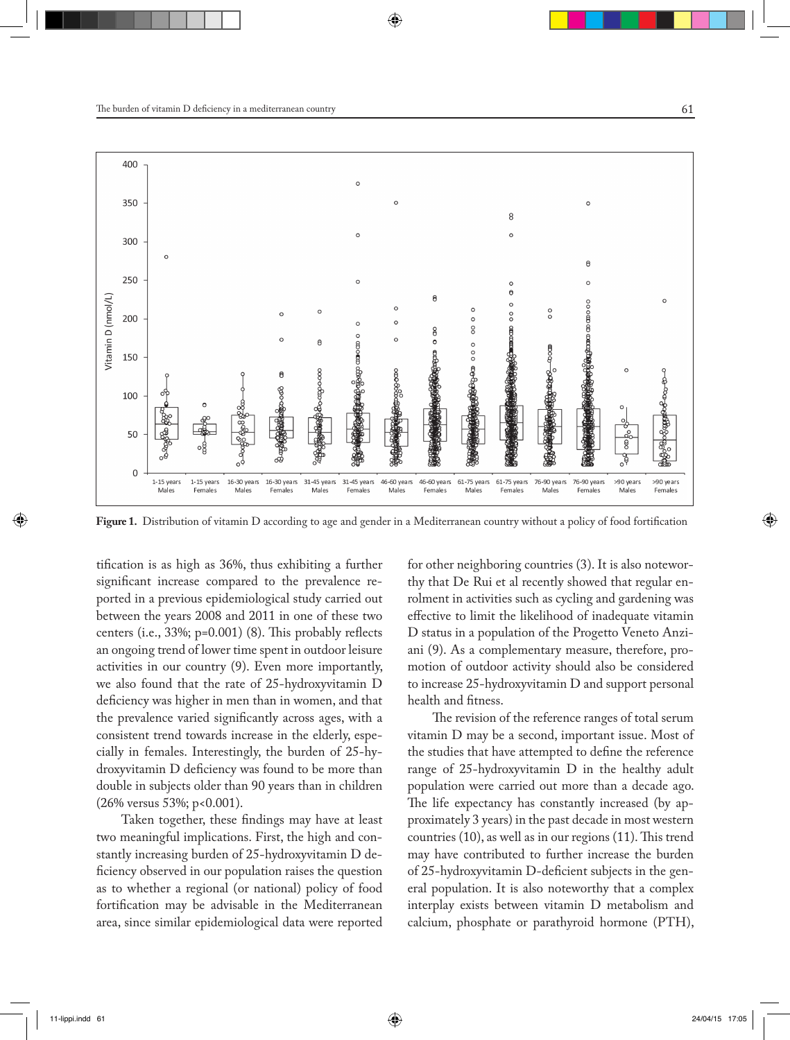**Figure 1.** Distribution of vitamin D according to age and gender in a Mediterranean country without a policy of food fortification

tification is as high as 36%, thus exhibiting a further significant increase compared to the prevalence reported in a previous epidemiological study carried out between the years 2008 and 2011 in one of these two centers (i.e., 33%; p=0.001) (8). This probably reflects an ongoing trend of lower time spent in outdoor leisure activities in our country (9). Even more importantly, we also found that the rate of 25-hydroxyvitamin D deficiency was higher in men than in women, and that the prevalence varied significantly across ages, with a consistent trend towards increase in the elderly, especially in females. Interestingly, the burden of 25-hydroxyvitamin D deficiency was found to be more than double in subjects older than 90 years than in children (26% versus 53%; p<0.001).

Taken together, these findings may have at least two meaningful implications. First, the high and constantly increasing burden of 25-hydroxyvitamin D deficiency observed in our population raises the question as to whether a regional (or national) policy of food fortification may be advisable in the Mediterranean area, since similar epidemiological data were reported for other neighboring countries (3). It is also noteworthy that De Rui et al recently showed that regular enrolment in activities such as cycling and gardening was effective to limit the likelihood of inadequate vitamin D status in a population of the Progetto Veneto Anziani (9). As a complementary measure, therefore, promotion of outdoor activity should also be considered to increase 25-hydroxyvitamin D and support personal health and fitness.

The revision of the reference ranges of total serum vitamin D may be a second, important issue. Most of the studies that have attempted to define the reference range of 25-hydroxyvitamin D in the healthy adult population were carried out more than a decade ago. The life expectancy has constantly increased (by approximately 3 years) in the past decade in most western countries (10), as well as in our regions (11). This trend may have contributed to further increase the burden of 25-hydroxyvitamin D-deficient subjects in the general population. It is also noteworthy that a complex interplay exists between vitamin D metabolism and calcium, phosphate or parathyroid hormone (PTH),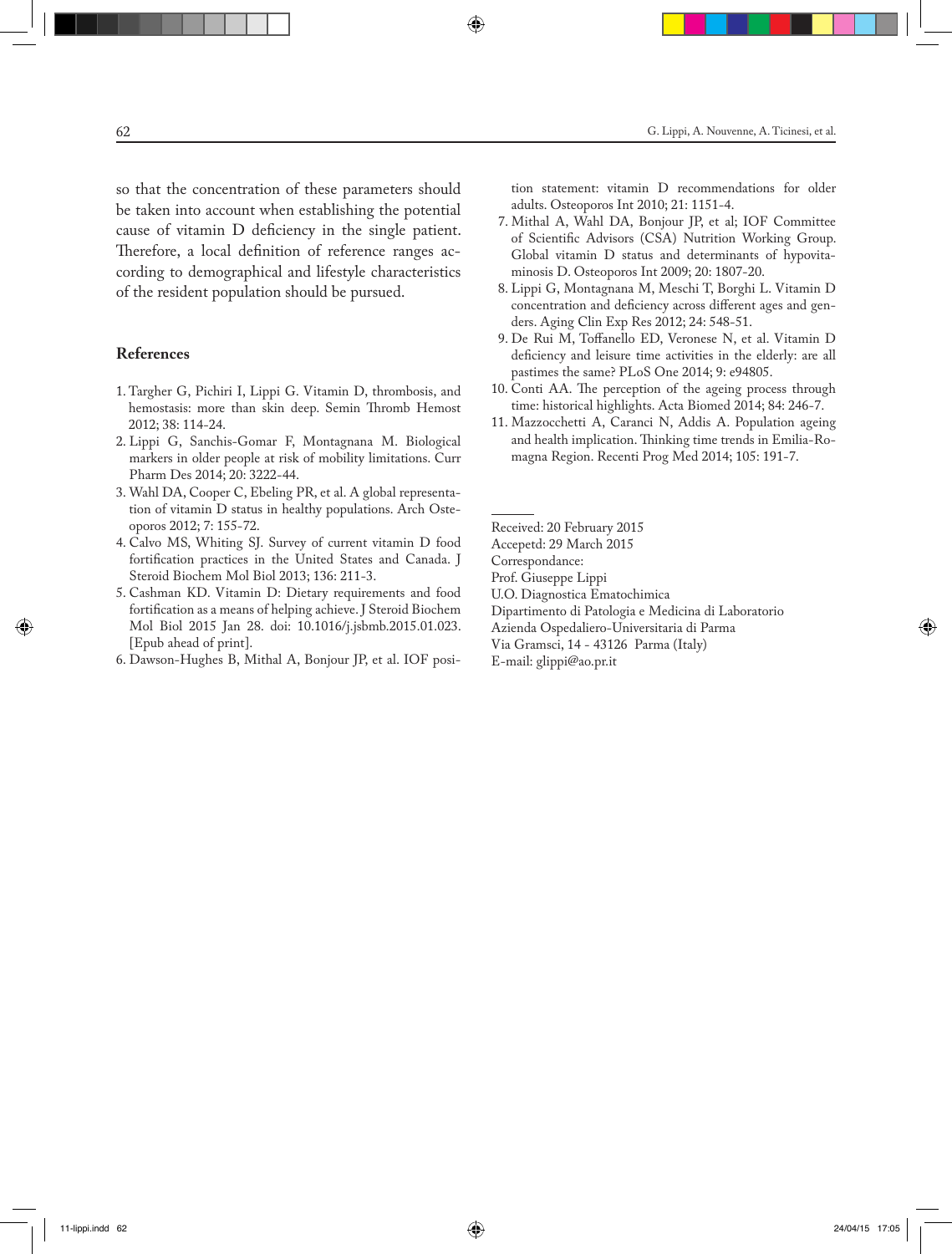so that the concentration of these parameters should be taken into account when establishing the potential cause of vitamin D deficiency in the single patient. Therefore, a local definition of reference ranges according to demographical and lifestyle characteristics of the resident population should be pursued.

## References

1. Targher G, Pichiri I, Lippi G. Vitamin D, thrombosis, and hemostasis: more than skin deep. Semin Thromb Hemost 2012; 38: 114-24.
2. Lippi G, Sanchis-Gomar F, Montagnana M. Biological markers in older people at risk of mobility limitations. Curr Pharm Des 2014; 20: 3222-44.
3. Wahl DA, Cooper C, Ebeling PR, et al. A global representation of vitamin D status in healthy populations. Arch Osteoporos 2012; 7: 155-72.
4. Calvo MS, Whiting SJ. Survey of current vitamin D food fortification practices in the United States and Canada. J Steroid Biochem Mol Biol 2013; 136: 211-3.
5. Cashman KD. Vitamin D: Dietary requirements and food fortification as a means of helping achieve. J Steroid Biochem Mol Biol 2015 Jan 28. doi: 10.1016/j.jsbmb.2015.01.023. [Epub ahead of print].
6. Dawson-Hughes B, Mithal A, Bonjour JP, et al. IOF position statement: vitamin D recommendations for older adults. Osteoporos Int 2010; 21: 1151-4.
7. Mithal A, Wahl DA, Bonjour JP, et al; IOF Committee of Scientific Advisors (CSA) Nutrition Working Group. Global vitamin D status and determinants of hypovitaminosis D. Osteoporos Int 2009; 20: 1807-20.
8. Lippi G, Montagnana M, Meschi T, Borghi L. Vitamin D concentration and deficiency across different ages and genders. Aging Clin Exp Res 2012; 24: 548-51.
9. De Rui M, Toffanello ED, Veronese N, et al. Vitamin D deficiency and leisure time activities in the elderly: are all pastimes the same? PLoS One 2014; 9: e94805.
10. Conti AA. The perception of the ageing process through time: historical highlights. Acta Biomed 2014; 84: 246-7.
11. Mazzocchetti A, Caranci N, Addis A. Population ageing and health implication. Thinking time trends in Emilia-Romagna Region. Recenti Prog Med 2014; 105: 191-7.

---

Received: 20 February 2015  
Accepetd: 29 March 2015  
Correspondance:  
Prof. Giuseppe Lippi  
U.O. Diagnostica Ematochimica  
Dipartimento di Patologia e Medicina di Laboratorio  
Azienda Ospedaliero-Universitaria di Parma  
Via Gramsci, 14 - 43126 Parma (Italy)  
E-mail: glippi@ao.pr.it